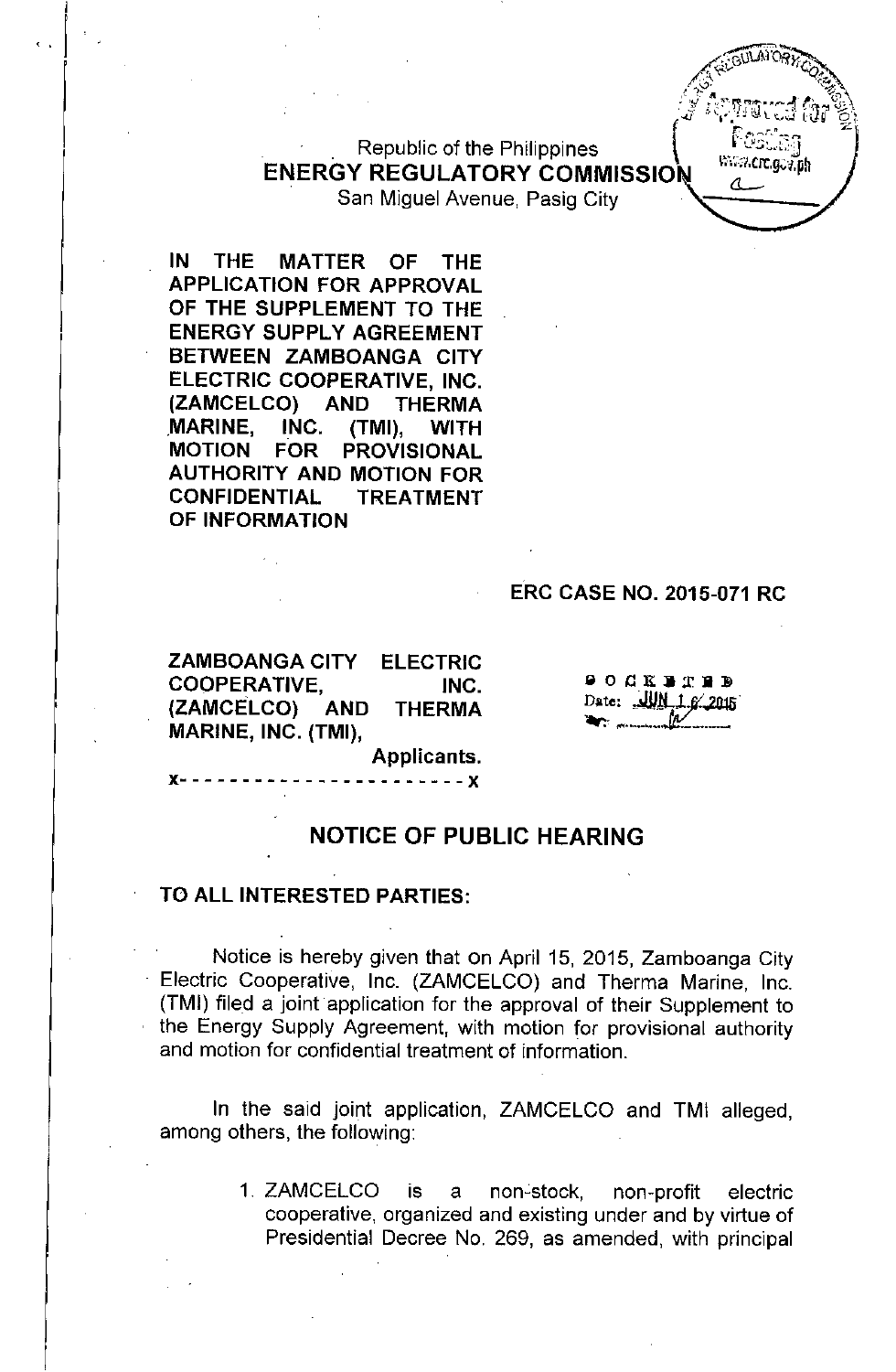Republic of the Philippines
**ENERGY REGULATORY COMMISSION**
San Miguel Avenue, Pasig City

**IN THE MATTER OF THE APPLICATION FOR APPROVAL OF THE SUPPLEMENT TO THE ENERGY SUPPLY AGREEMENT BETWEEN ZAMBOANGA CITY ELECTRIC COOPERATIVE, INC. (ZAMCELCO) AND THERMA MARINE, INC. (TMI), WITH MOTION FOR PROVISIONAL AUTHORITY AND MOTION FOR CONFIDENTIAL TREATMENT OF INFORMATION**

**ERC CASE NO. 2015-071 RC**

**ZAMBOANGA CITY ELECTRIC COOPERATIVE, INC. (ZAMCELCO) AND THERMA MARINE, INC. (TMI),**
**Applicants.**
x- - - - - - - - - - - - - - - - - - - - - - - x

DOCKETED
Date: JUN 16 2015

## NOTICE OF PUBLIC HEARING

**TO ALL INTERESTED PARTIES:**

Notice is hereby given that on April 15, 2015, Zamboanga City Electric Cooperative, Inc. (ZAMCELCO) and Therma Marine, Inc. (TMI) filed a joint application for the approval of their Supplement to the Energy Supply Agreement, with motion for provisional authority and motion for confidential treatment of information.

In the said joint application, ZAMCELCO and TMI alleged, among others, the following:

1. ZAMCELCO is a non-stock, non-profit electric cooperative, organized and existing under and by virtue of Presidential Decree No. 269, as amended, with principal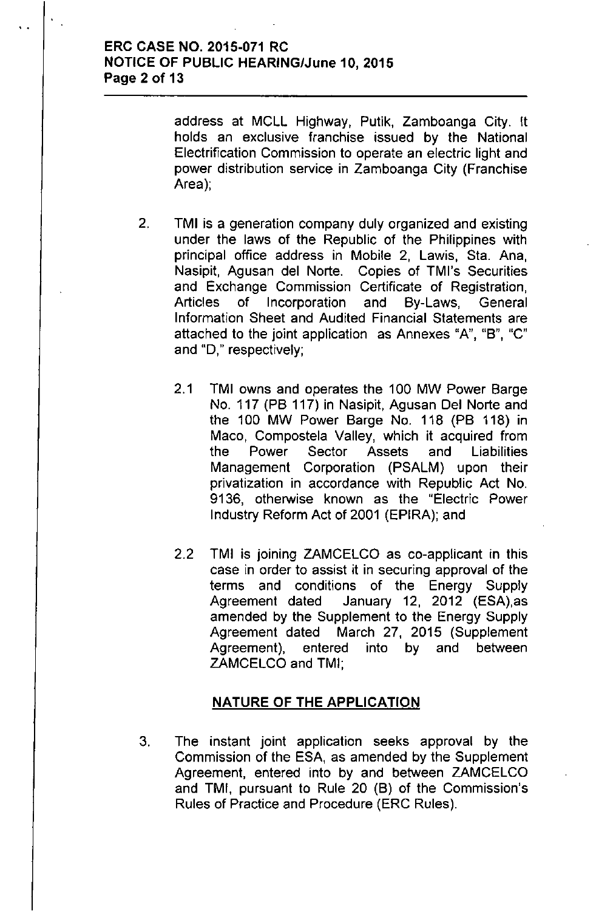address at MCLL Highway, Putik, Zamboanga City. It holds an exclusive franchise issued by the National Electrification Commission to operate an electric light and power distribution service in Zamboanga City (Franchise Area);

2. TMI is a generation company duly organized and existing under the laws of the Republic of the Philippines with principal office address in Mobile 2, Lawis, Sta. Ana, Nasipit, Agusan del Norte. Copies of TMI's Securities and Exchange Commission Certificate of Registration, Articles of Incorporation and By-Laws, General Information Sheet and Audited Financial Statements are attached to the joint application as Annexes "A", "B", "C" and "D," respectively;

   2.1 TMI owns and operates the 100 MW Power Barge No. 117 (PB 117) in Nasipit, Agusan Del Norte and the 100 MW Power Barge No. 118 (PB 118) in Maco, Compostela Valley, which it acquired from the Power Sector Assets and Liabilities Management Corporation (PSALM) upon their privatization in accordance with Republic Act No. 9136, otherwise known as the "Electric Power Industry Reform Act of 2001 (EPIRA); and

   2.2 TMI is joining ZAMCELCO as co-applicant in this case in order to assist it in securing approval of the terms and conditions of the Energy Supply Agreement dated January 12, 2012 (ESA),as amended by the Supplement to the Energy Supply Agreement dated March 27, 2015 (Supplement Agreement), entered into by and between ZAMCELCO and TMI;

## NATURE OF THE APPLICATION

3. The instant joint application seeks approval by the Commission of the ESA, as amended by the Supplement Agreement, entered into by and between ZAMCELCO and TMI, pursuant to Rule 20 (B) of the Commission's Rules of Practice and Procedure (ERC Rules).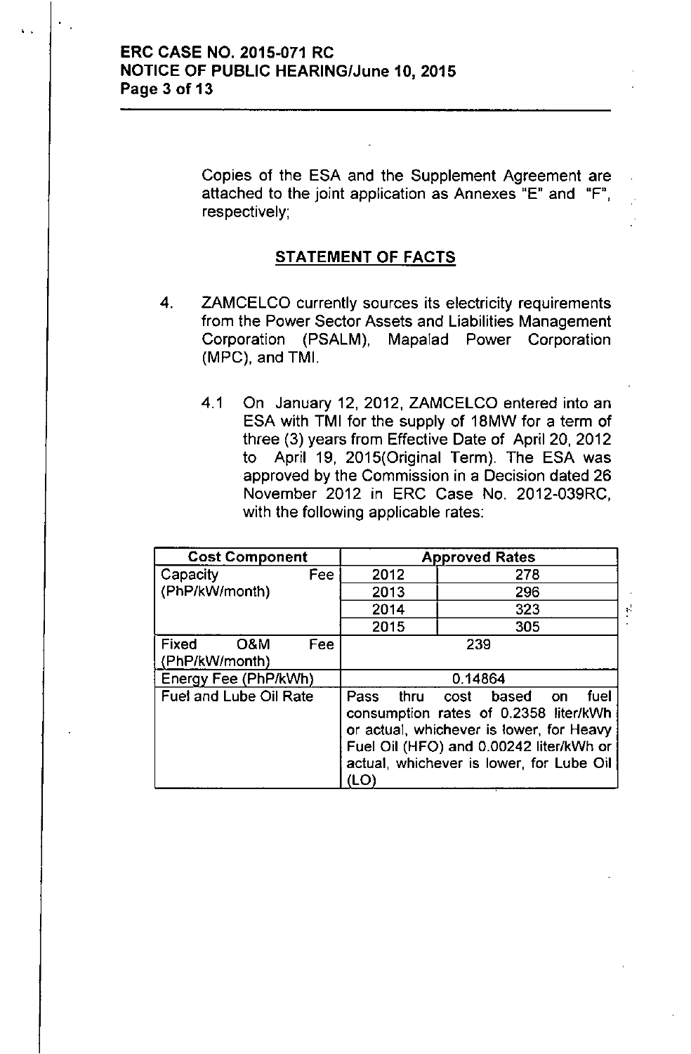Copies of the ESA and the Supplement Agreement are attached to the joint application as Annexes "E" and "F", respectively;

## STATEMENT OF FACTS

4. ZAMCELCO currently sources its electricity requirements from the Power Sector Assets and Liabilities Management Corporation (PSALM), Mapalad Power Corporation (MPC), and TMI.

   4.1 On January 12, 2012, ZAMCELCO entered into an ESA with TMI for the supply of 18MW for a term of three (3) years from Effective Date of April 20, 2012 to April 19, 2015(Original Term). The ESA was approved by the Commission in a Decision dated 26 November 2012 in ERC Case No. 2012-039RC, with the following applicable rates:

| Cost Component | Approved Rates | |
|---|---|---|
| Capacity Fee (PhP/kW/month) | 2012 | 278 |
| | 2013 | 296 |
| | 2014 | 323 |
| | 2015 | 305 |
| Fixed O&M Fee (PhP/kW/month) | 239 | |
| Energy Fee (PhP/kWh) | 0.14864 | |
| Fuel and Lube Oil Rate | Pass thru cost based on fuel consumption rates of 0.2358 liter/kWh or actual, whichever is lower, for Heavy Fuel Oil (HFO) and 0.00242 liter/kWh or actual, whichever is lower, for Lube Oil (LO) | |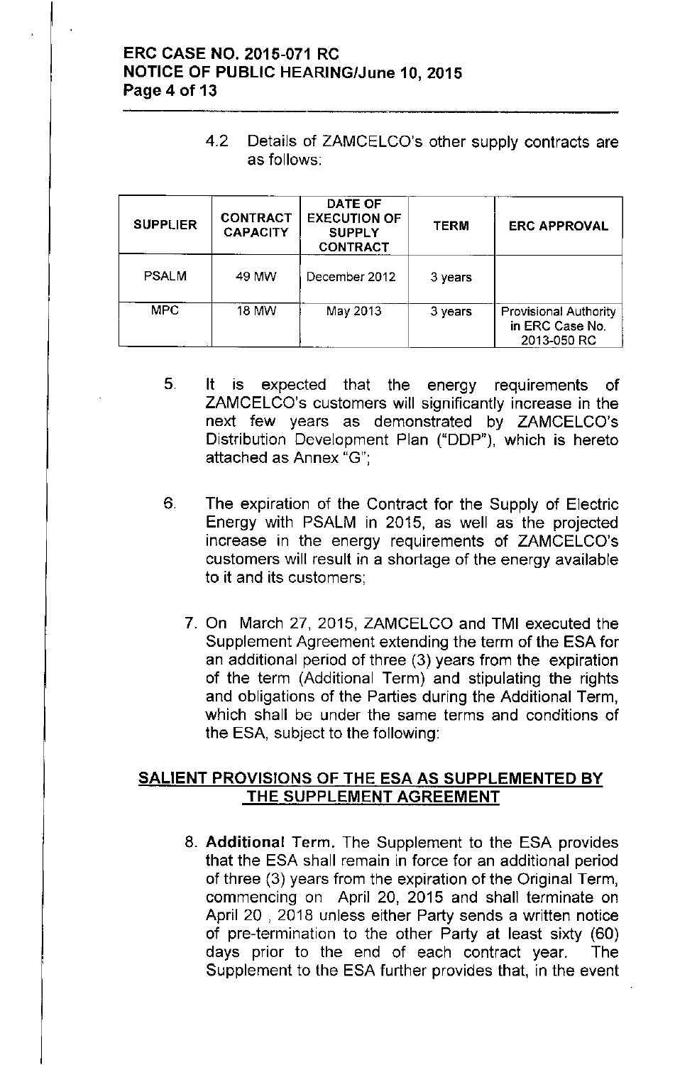4.2 Details of ZAMCELCO's other supply contracts are as follows:

| SUPPLIER | CONTRACT CAPACITY | DATE OF EXECUTION OF SUPPLY CONTRACT | TERM | ERC APPROVAL |
|---|---|---|---|---|
| PSALM | 49 MW | December 2012 | 3 years | |
| MPC | 18 MW | May 2013 | 3 years | Provisional Authority in ERC Case No. 2013-050 RC |

5. It is expected that the energy requirements of ZAMCELCO's customers will significantly increase in the next few years as demonstrated by ZAMCELCO's Distribution Development Plan ("DDP"), which is hereto attached as Annex "G";

6. The expiration of the Contract for the Supply of Electric Energy with PSALM in 2015, as well as the projected increase in the energy requirements of ZAMCELCO's customers will result in a shortage of the energy available to it and its customers;

7. On March 27, 2015, ZAMCELCO and TMI executed the Supplement Agreement extending the term of the ESA for an additional period of three (3) years from the expiration of the term (Additional Term) and stipulating the rights and obligations of the Parties during the Additional Term, which shall be under the same terms and conditions of the ESA, subject to the following:

## SALIENT PROVISIONS OF THE ESA AS SUPPLEMENTED BY THE SUPPLEMENT AGREEMENT

8. **Additional Term.** The Supplement to the ESA provides that the ESA shall remain in force for an additional period of three (3) years from the expiration of the Original Term, commencing on April 20, 2015 and shall terminate on April 20 , 2018 unless either Party sends a written notice of pre-termination to the other Party at least sixty (60) days prior to the end of each contract year. The Supplement to the ESA further provides that, in the event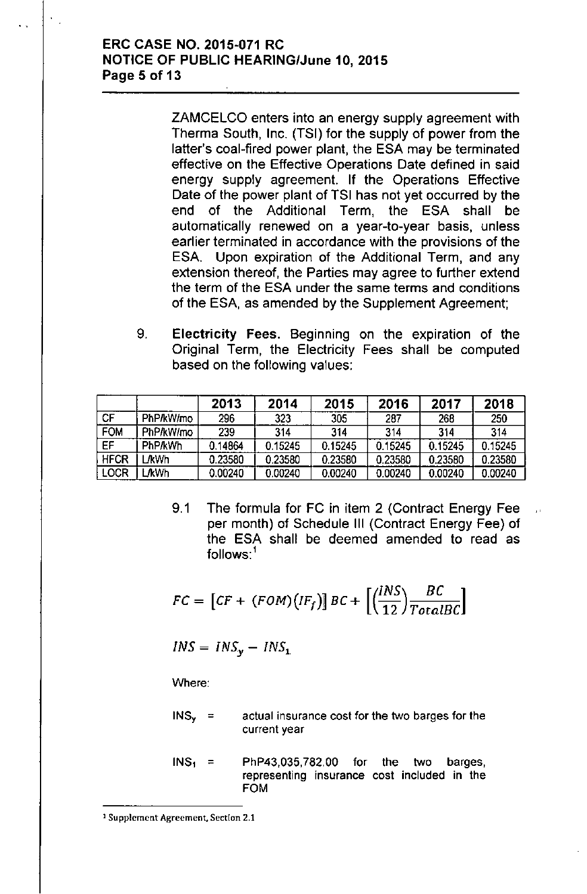ZAMCELCO enters into an energy supply agreement with Therma South, Inc. (TSI) for the supply of power from the latter's coal-fired power plant, the ESA may be terminated effective on the Effective Operations Date defined in said energy supply agreement. If the Operations Effective Date of the power plant of TSI has not yet occurred by the end of the Additional Term, the ESA shall be automatically renewed on a year-to-year basis, unless earlier terminated in accordance with the provisions of the ESA. Upon expiration of the Additional Term, and any extension thereof, the Parties may agree to further extend the term of the ESA under the same terms and conditions of the ESA, as amended by the Supplement Agreement;

9. **Electricity Fees.** Beginning on the expiration of the Original Term, the Electricity Fees shall be computed based on the following values:

| | | 2013 | 2014 | 2015 | 2016 | 2017 | 2018 |
|---|---|---|---|---|---|---|---|
| CF | PhP/kW/mo | 296 | 323 | 305 | 287 | 268 | 250 |
| FOM | PhP/kW/mo | 239 | 314 | 314 | 314 | 314 | 314 |
| EF | PhP/kWh | 0.14864 | 0.15245 | 0.15245 | 0.15245 | 0.15245 | 0.15245 |
| HFCR | L/kWh | 0.23580 | 0.23580 | 0.23580 | 0.23580 | 0.23580 | 0.23580 |
| LOCR | L/kWh | 0.00240 | 0.00240 | 0.00240 | 0.00240 | 0.00240 | 0.00240 |

9.1 The formula for FC in item 2 (Contract Energy Fee per month) of Schedule III (Contract Energy Fee) of the ESA shall be deemed amended to read as follows:[1]

$$FC = \left[CF + (FOM)(IF_f)\right] BC + \left[\left(\frac{INS}{12}\right)\frac{BC}{TotalBC}\right]$$

$$INS = INS_y - INS_1$$

Where:

$INS_y$ = actual insurance cost for the two barges for the current year

$INS_1$ = PhP43,035,782.00 for the two barges, representing insurance cost included in the FOM

[1] Supplement Agreement, Section 2.1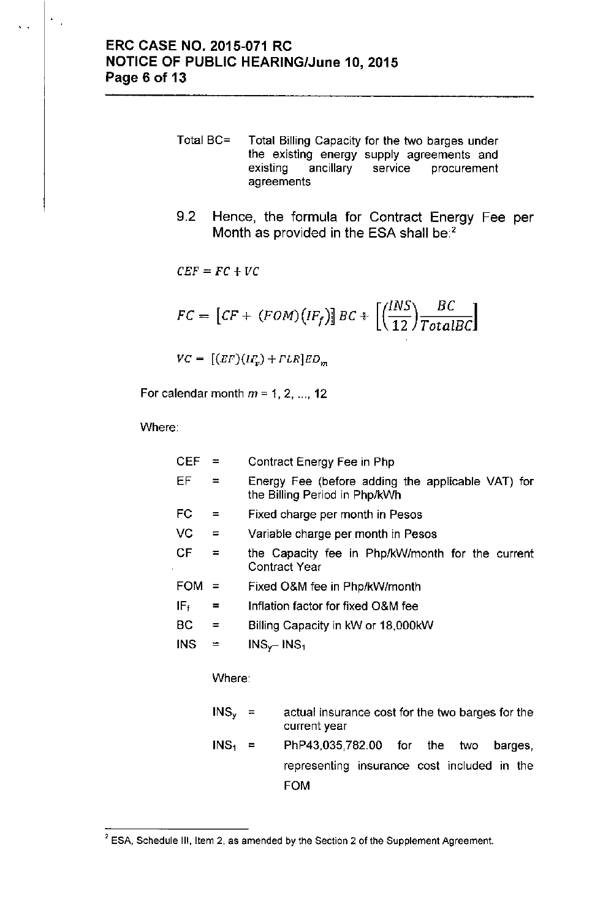Total BC= Total Billing Capacity for the two barges under the existing energy supply agreements and existing ancillary service procurement agreements

9.2 Hence, the formula for Contract Energy Fee per Month as provided in the ESA shall be:[2]

$$CEF = FC + VC$$

$$FC = \left[CF + (FOM)(IF_f)\right] BC + \left[\left(\frac{INS}{12}\right)\frac{BC}{TotalBC}\right]$$

$$VC = \left[(EF)(IF_v) + FLR\right]ED_m$$

For calendar month $m = 1, 2, ..., 12$

Where:

| | | |
|---|---|---|
| CEF | = | Contract Energy Fee in Php |
| EF | = | Energy Fee (before adding the applicable VAT) for the Billing Period in Php/kWh |
| FC | = | Fixed charge per month in Pesos |
| VC | = | Variable charge per month in Pesos |
| CF | = | the Capacity fee in Php/kW/month for the current Contract Year |
| FOM | = | Fixed O&M fee in Php/kW/month |
| $IF_f$ | = | Inflation factor for fixed O&M fee |
| BC | = | Billing Capacity in kW or 18,000kW |
| INS | = | $INS_y - INS_1$ |

Where:

| | | |
|---|---|---|
| $INS_y$ | = | actual insurance cost for the two barges for the current year |
| $INS_1$ | = | PhP43,035,782.00 for the two barges, representing insurance cost included in the FOM |

[2] ESA, Schedule III, Item 2, as amended by the Section 2 of the Supplement Agreement.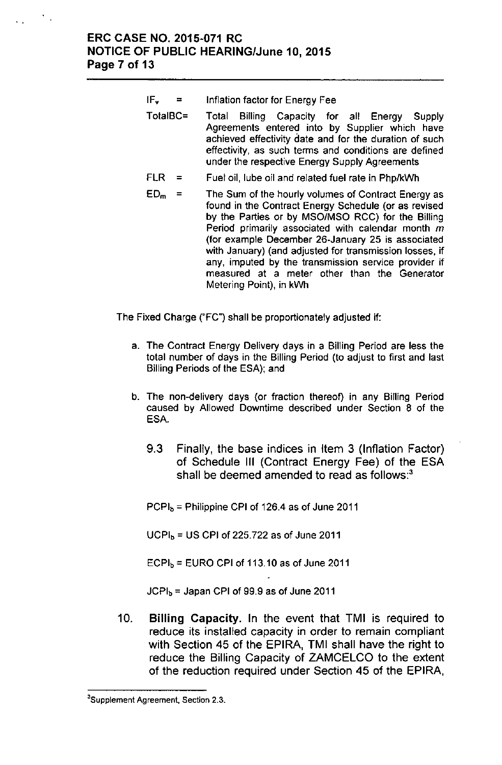$IF_v$ = Inflation factor for Energy Fee

TotalBC= Total Billing Capacity for all Energy Supply Agreements entered into by Supplier which have achieved effectivity date and for the duration of such effectivity, as such terms and conditions are defined under the respective Energy Supply Agreements

FLR = Fuel oil, lube oil and related fuel rate in Php/kWh

$ED_m$ = The Sum of the hourly volumes of Contract Energy as found in the Contract Energy Schedule (or as revised by the Parties or by MSO/MSO RCC) for the Billing Period primarily associated with calendar month *m* (for example December 26-January 25 is associated with January) (and adjusted for transmission losses, if any, imputed by the transmission service provider if measured at a meter other than the Generator Metering Point), in kWh

The Fixed Charge ("FC") shall be proportionately adjusted if:

a. The Contract Energy Delivery days in a Billing Period are less the total number of days in the Billing Period (to adjust to first and last Billing Periods of the ESA); and

b. The non-delivery days (or fraction thereof) in any Billing Period caused by Allowed Downtime described under Section 8 of the ESA.

9.3 Finally, the base indices in Item 3 (Inflation Factor) of Schedule III (Contract Energy Fee) of the ESA shall be deemed amended to read as follows:[3]

$PCPI_b$ = Philippine CPI of 126.4 as of June 2011

$UCPI_b$ = US CPI of 225.722 as of June 2011

$ECPI_b$ = EURO CPI of 113.10 as of June 2011

$JCPI_b$ = Japan CPI of 99.9 as of June 2011

10. **Billing Capacity.** In the event that TMI is required to reduce its installed capacity in order to remain compliant with Section 45 of the EPIRA, TMI shall have the right to reduce the Billing Capacity of ZAMCELCO to the extent of the reduction required under Section 45 of the EPIRA,

[3] Supplement Agreement, Section 2.3.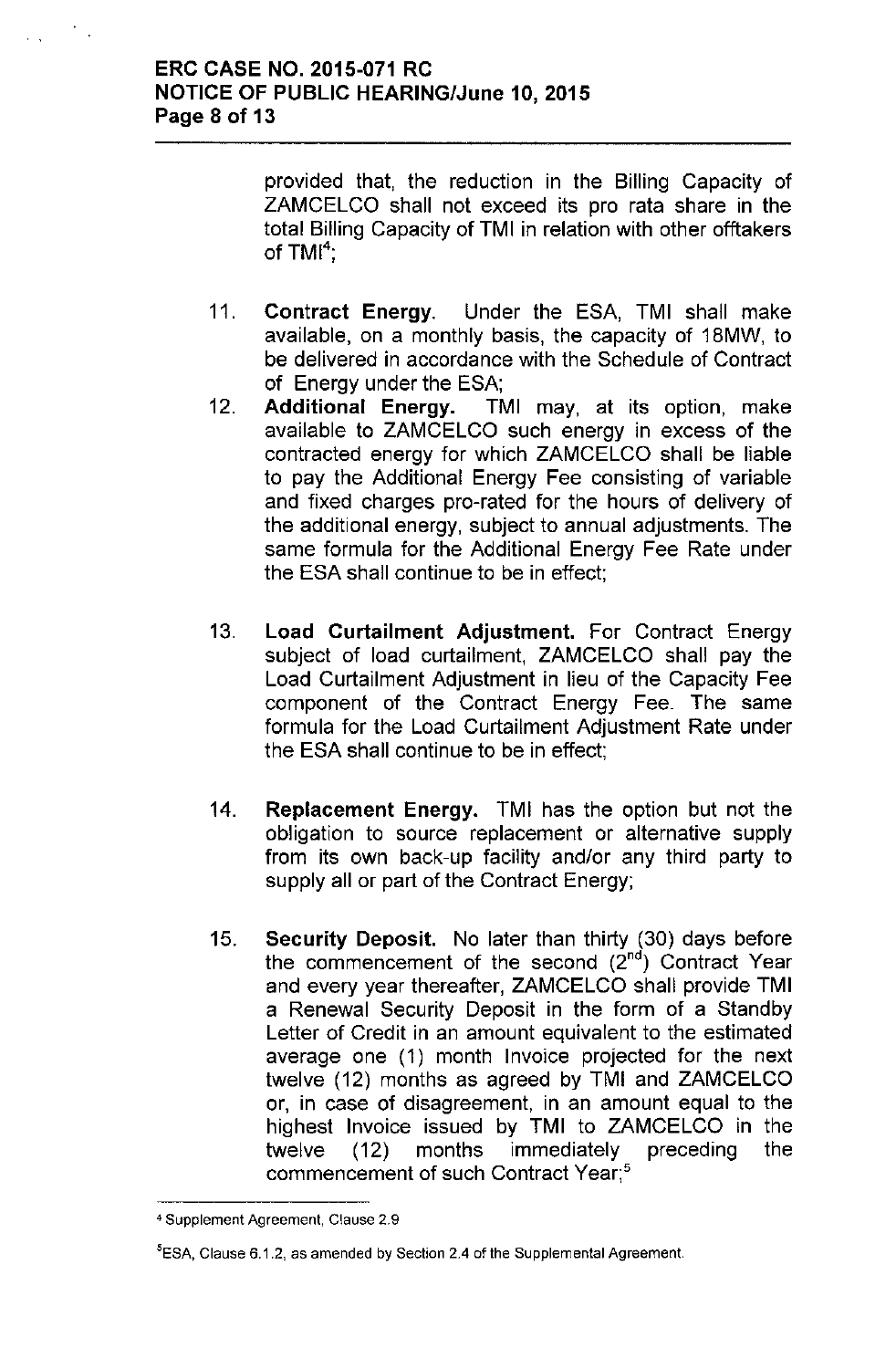provided that, the reduction in the Billing Capacity of ZAMCELCO shall not exceed its pro rata share in the total Billing Capacity of TMI in relation with other offtakers of TMI[4];

11. **Contract Energy.** Under the ESA, TMI shall make available, on a monthly basis, the capacity of 18MW, to be delivered in accordance with the Schedule of Contract of Energy under the ESA;

12. **Additional Energy.** TMI may, at its option, make available to ZAMCELCO such energy in excess of the contracted energy for which ZAMCELCO shall be liable to pay the Additional Energy Fee consisting of variable and fixed charges pro-rated for the hours of delivery of the additional energy, subject to annual adjustments. The same formula for the Additional Energy Fee Rate under the ESA shall continue to be in effect;

13. **Load Curtailment Adjustment.** For Contract Energy subject of load curtailment, ZAMCELCO shall pay the Load Curtailment Adjustment in lieu of the Capacity Fee component of the Contract Energy Fee. The same formula for the Load Curtailment Adjustment Rate under the ESA shall continue to be in effect;

14. **Replacement Energy.** TMI has the option but not the obligation to source replacement or alternative supply from its own back-up facility and/or any third party to supply all or part of the Contract Energy;

15. **Security Deposit.** No later than thirty (30) days before the commencement of the second (2nd) Contract Year and every year thereafter, ZAMCELCO shall provide TMI a Renewal Security Deposit in the form of a Standby Letter of Credit in an amount equivalent to the estimated average one (1) month Invoice projected for the next twelve (12) months as agreed by TMI and ZAMCELCO or, in case of disagreement, in an amount equal to the highest Invoice issued by TMI to ZAMCELCO in the twelve (12) months immediately preceding the commencement of such Contract Year;[5]

---

[4] Supplement Agreement, Clause 2.9

[5] ESA, Clause 6.1.2, as amended by Section 2.4 of the Supplemental Agreement.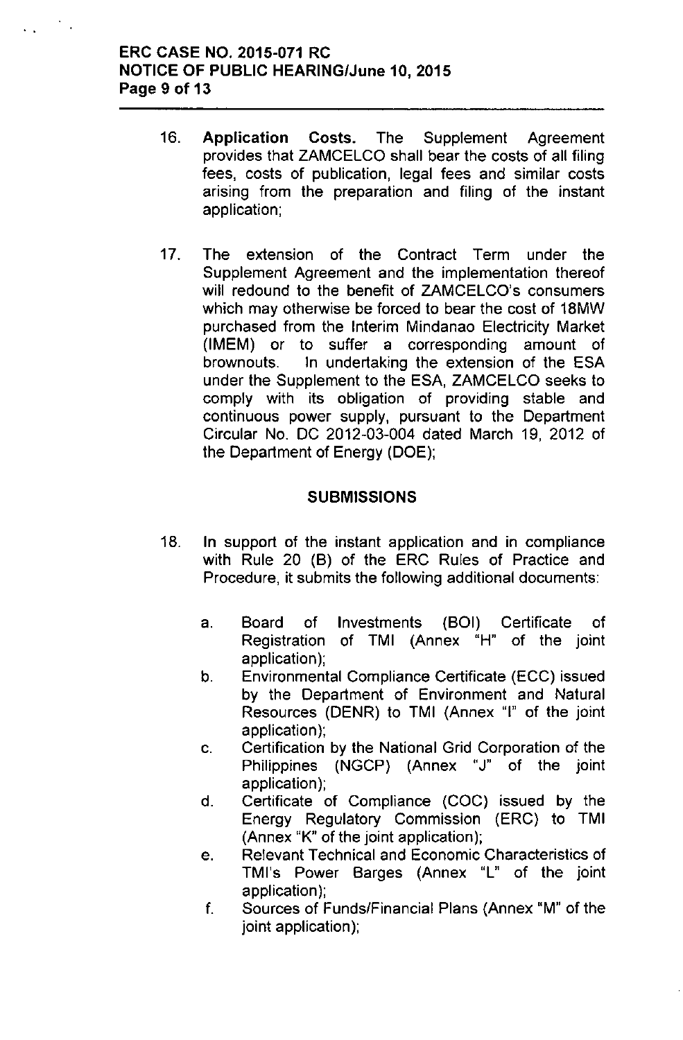16. **Application Costs.** The Supplement Agreement provides that ZAMCELCO shall bear the costs of all filing fees, costs of publication, legal fees and similar costs arising from the preparation and filing of the instant application;

17. The extension of the Contract Term under the Supplement Agreement and the implementation thereof will redound to the benefit of ZAMCELCO's consumers which may otherwise be forced to bear the cost of 18MW purchased from the Interim Mindanao Electricity Market (IMEM) or to suffer a corresponding amount of brownouts. In undertaking the extension of the ESA under the Supplement to the ESA, ZAMCELCO seeks to comply with its obligation of providing stable and continuous power supply, pursuant to the Department Circular No. DC 2012-03-004 dated March 19, 2012 of the Department of Energy (DOE);

## SUBMISSIONS

18. In support of the instant application and in compliance with Rule 20 (B) of the ERC Rules of Practice and Procedure, it submits the following additional documents:

    a. Board of Investments (BOI) Certificate of Registration of TMI (Annex "H" of the joint application);
    b. Environmental Compliance Certificate (ECC) issued by the Department of Environment and Natural Resources (DENR) to TMI (Annex "I" of the joint application);
    c. Certification by the National Grid Corporation of the Philippines (NGCP) (Annex "J" of the joint application);
    d. Certificate of Compliance (COC) issued by the Energy Regulatory Commission (ERC) to TMI (Annex "K" of the joint application);
    e. Relevant Technical and Economic Characteristics of TMI's Power Barges (Annex "L" of the joint application);
    f. Sources of Funds/Financial Plans (Annex "M" of the joint application);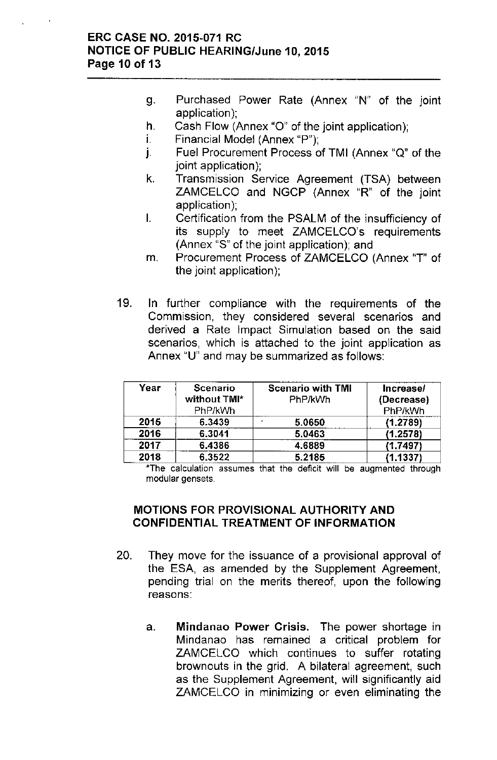g. Purchased Power Rate (Annex "N" of the joint application);
h. Cash Flow (Annex "O" of the joint application);
i. Financial Model (Annex "P");
j. Fuel Procurement Process of TMI (Annex "Q" of the joint application);
k. Transmission Service Agreement (TSA) between ZAMCELCO and NGCP (Annex "R" of the joint application);
l. Certification from the PSALM of the insufficiency of its supply to meet ZAMCELCO's requirements (Annex "S" of the joint application); and
m. Procurement Process of ZAMCELCO (Annex "T" of the joint application);

19. In further compliance with the requirements of the Commission, they considered several scenarios and derived a Rate Impact Simulation based on the said scenarios, which is attached to the joint application as Annex "U" and may be summarized as follows:

| Year | Scenario without TMI* PhP/kWh | Scenario with TMI PhP/kWh | Increase/ (Decrease) PhP/kWh |
|---|---|---|---|
| 2015 | 6.3439 | 5.0650 | (1.2789) |
| 2016 | 6.3041 | 5.0463 | (1.2578) |
| 2017 | 6.4386 | 4.6889 | (1.7497) |
| 2018 | 6.3522 | 5.2185 | (1.1337) |

*The calculation assumes that the deficit will be augmented through modular gensets.

## MOTIONS FOR PROVISIONAL AUTHORITY AND CONFIDENTIAL TREATMENT OF INFORMATION

20. They move for the issuance of a provisional approval of the ESA, as amended by the Supplement Agreement, pending trial on the merits thereof, upon the following reasons:

a. **Mindanao Power Crisis.** The power shortage in Mindanao has remained a critical problem for ZAMCELCO which continues to suffer rotating brownouts in the grid. A bilateral agreement, such as the Supplement Agreement, will significantly aid ZAMCELCO in minimizing or even eliminating the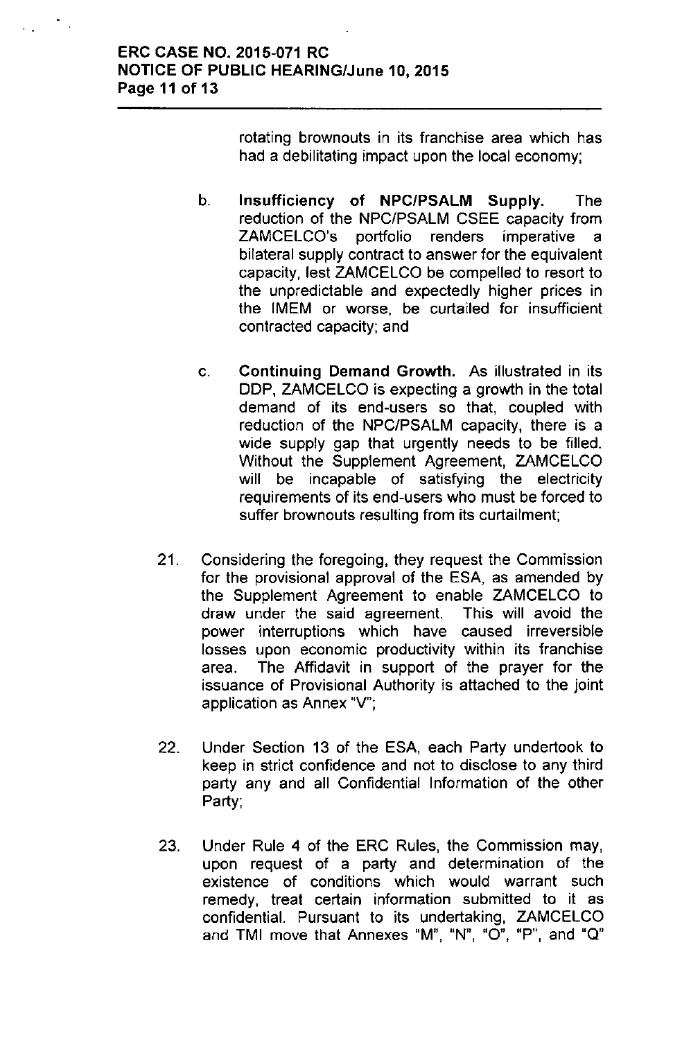rotating brownouts in its franchise area which has had a debilitating impact upon the local economy;

b. **Insufficiency of NPC/PSALM Supply.** The reduction of the NPC/PSALM CSEE capacity from ZAMCELCO's portfolio renders imperative a bilateral supply contract to answer for the equivalent capacity, lest ZAMCELCO be compelled to resort to the unpredictable and expectedly higher prices in the IMEM or worse, be curtailed for insufficient contracted capacity; and

c. **Continuing Demand Growth.** As illustrated in its DDP, ZAMCELCO is expecting a growth in the total demand of its end-users so that, coupled with reduction of the NPC/PSALM capacity, there is a wide supply gap that urgently needs to be filled. Without the Supplement Agreement, ZAMCELCO will be incapable of satisfying the electricity requirements of its end-users who must be forced to suffer brownouts resulting from its curtailment;

21. Considering the foregoing, they request the Commission for the provisional approval of the ESA, as amended by the Supplement Agreement to enable ZAMCELCO to draw under the said agreement. This will avoid the power interruptions which have caused irreversible losses upon economic productivity within its franchise area. The Affidavit in support of the prayer for the issuance of Provisional Authority is attached to the joint application as Annex "V";

22. Under Section 13 of the ESA, each Party undertook to keep in strict confidence and not to disclose to any third party any and all Confidential Information of the other Party;

23. Under Rule 4 of the ERC Rules, the Commission may, upon request of a party and determination of the existence of conditions which would warrant such remedy, treat certain information submitted to it as confidential. Pursuant to its undertaking, ZAMCELCO and TMI move that Annexes "M", "N", "O", "P", and "Q"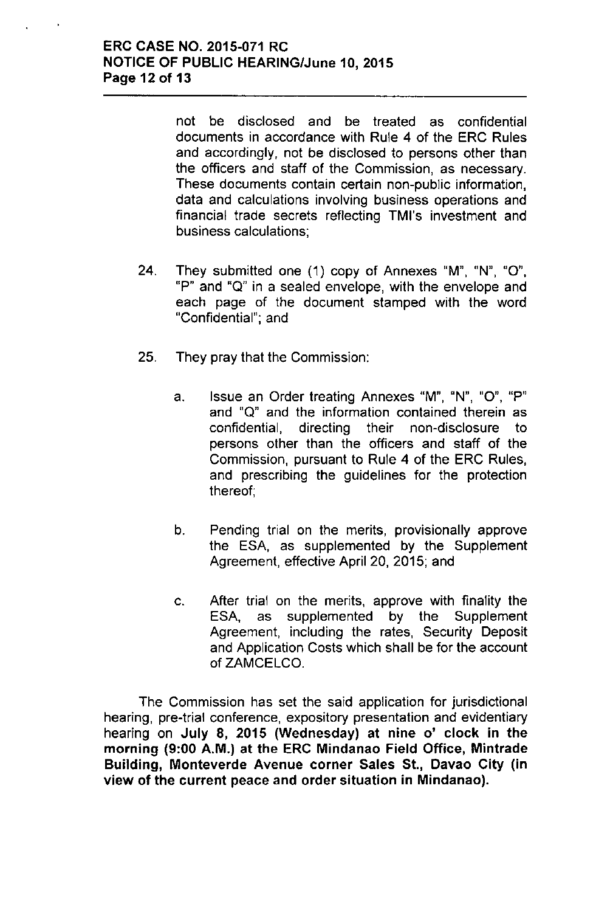not be disclosed and be treated as confidential documents in accordance with Rule 4 of the ERC Rules and accordingly, not be disclosed to persons other than the officers and staff of the Commission, as necessary. These documents contain certain non-public information, data and calculations involving business operations and financial trade secrets reflecting TMI's investment and business calculations;

24. They submitted one (1) copy of Annexes "M", "N", "O", "P" and "Q" in a sealed envelope, with the envelope and each page of the document stamped with the word "Confidential"; and

25. They pray that the Commission:

    a. Issue an Order treating Annexes "M", "N", "O", "P" and "Q" and the information contained therein as confidential, directing their non-disclosure to persons other than the officers and staff of the Commission, pursuant to Rule 4 of the ERC Rules, and prescribing the guidelines for the protection thereof;

    b. Pending trial on the merits, provisionally approve the ESA, as supplemented by the Supplement Agreement, effective April 20, 2015; and

    c. After trial on the merits, approve with finality the ESA, as supplemented by the Supplement Agreement, including the rates, Security Deposit and Application Costs which shall be for the account of ZAMCELCO.

The Commission has set the said application for jurisdictional hearing, pre-trial conference, expository presentation and evidentiary hearing on **July 8, 2015 (Wednesday) at nine o' clock in the morning (9:00 A.M.) at the ERC Mindanao Field Office, Mintrade Building, Monteverde Avenue corner Sales St., Davao City (in view of the current peace and order situation in Mindanao).**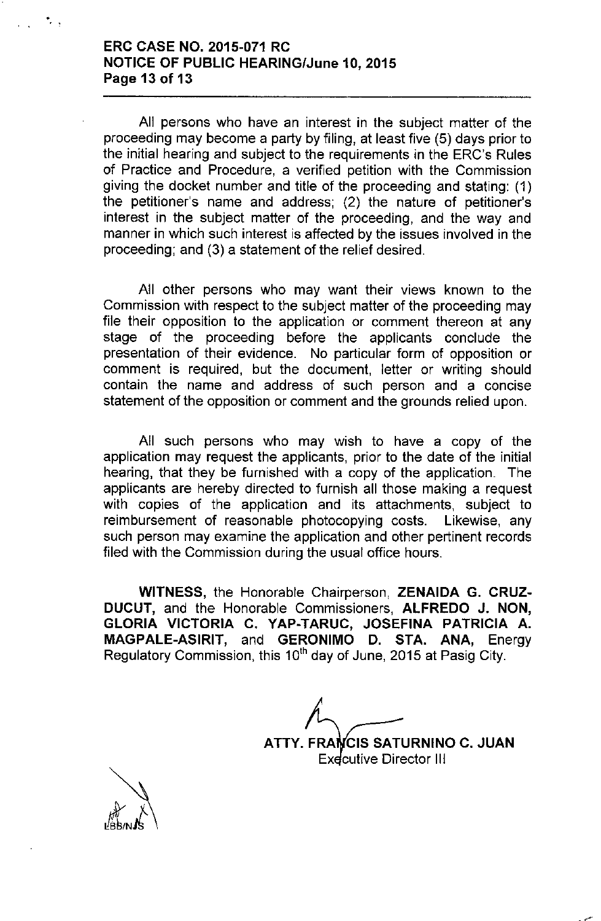All persons who have an interest in the subject matter of the proceeding may become a party by filing, at least five (5) days prior to the initial hearing and subject to the requirements in the ERC's Rules of Practice and Procedure, a verified petition with the Commission giving the docket number and title of the proceeding and stating: (1) the petitioner's name and address; (2) the nature of petitioner's interest in the subject matter of the proceeding, and the way and manner in which such interest is affected by the issues involved in the proceeding; and (3) a statement of the relief desired.

All other persons who may want their views known to the Commission with respect to the subject matter of the proceeding may file their opposition to the application or comment thereon at any stage of the proceeding before the applicants conclude the presentation of their evidence. No particular form of opposition or comment is required, but the document, letter or writing should contain the name and address of such person and a concise statement of the opposition or comment and the grounds relied upon.

All such persons who may wish to have a copy of the application may request the applicants, prior to the date of the initial hearing, that they be furnished with a copy of the application. The applicants are hereby directed to furnish all those making a request with copies of the application and its attachments, subject to reimbursement of reasonable photocopying costs. Likewise, any such person may examine the application and other pertinent records filed with the Commission during the usual office hours.

**WITNESS**, the Honorable Chairperson, **ZENAIDA G. CRUZ-DUCUT,** and the Honorable Commissioners, **ALFREDO J. NON, GLORIA VICTORIA C. YAP-TARUC, JOSEFINA PATRICIA A. MAGPALE-ASIRIT,** and **GERONIMO D. STA. ANA,** Energy Regulatory Commission, this 10th day of June, 2015 at Pasig City.

**ATTY. FRANCIS SATURNINO C. JUAN**
Executive Director III

LBB/NJS